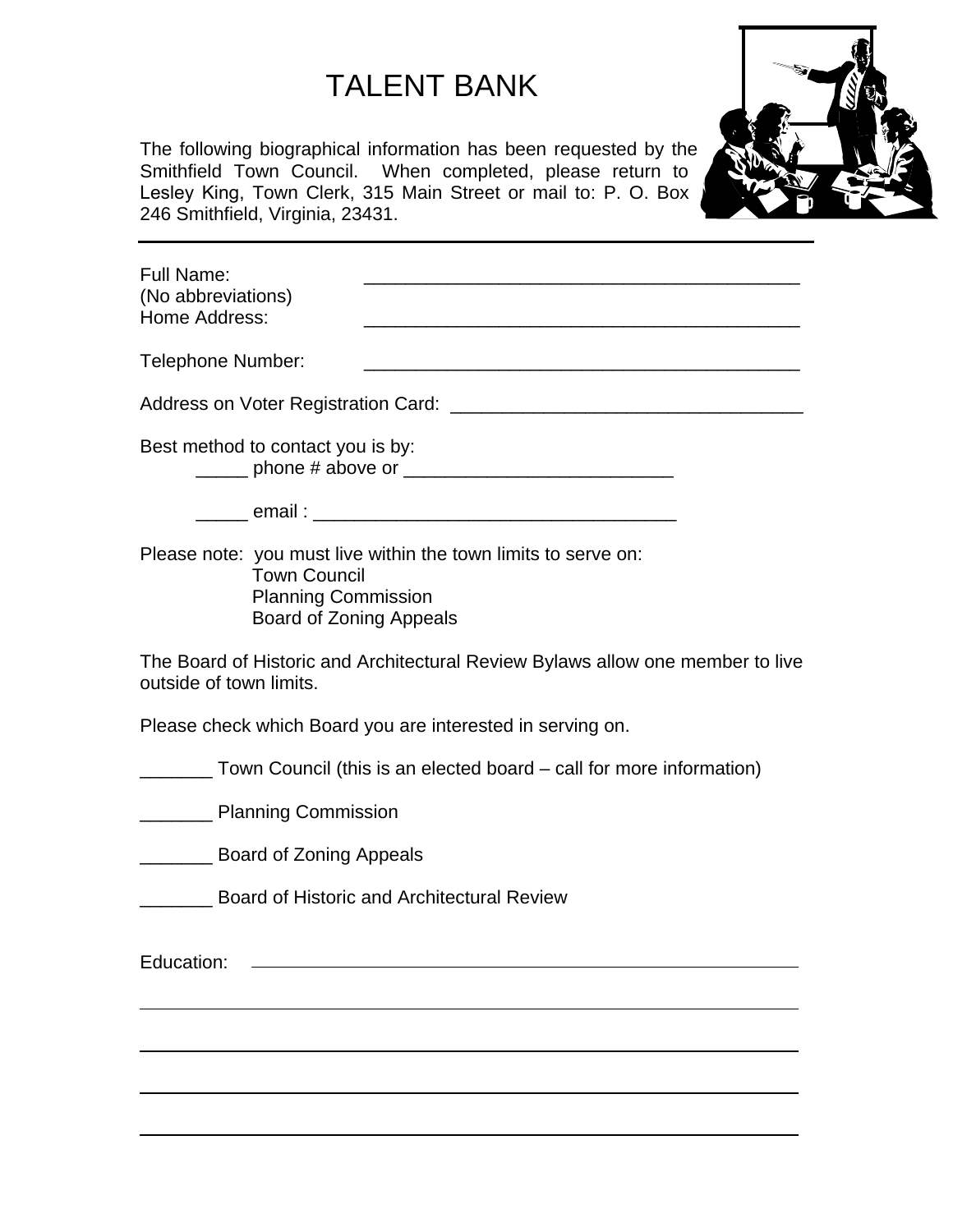# TALENT BANK

The following biographical information has been requested by the Smithfield Town Council. When completed, please return to Lesley King, Town Clerk, 315 Main Street or mail to: P. O. Box 246 Smithfield, Virginia, 23431.

---

Full Name: ___________________________________________
(No abbreviations)
Home Address: ___________________________________________

Telephone Number: ___________________________________________

Address on Voter Registration Card: ___________________________________

Best method to contact you is by:

_____ phone # above or ___________________________

_____ email : ____________________________________

Please note: you must live within the town limits to serve on:
Town Council
Planning Commission
Board of Zoning Appeals

The Board of Historic and Architectural Review Bylaws allow one member to live outside of town limits.

Please check which Board you are interested in serving on.

_______ Town Council (this is an elected board – call for more information)

_______ Planning Commission

_______ Board of Zoning Appeals

_______ Board of Historic and Architectural Review

Education: ___________________________________________________________

___________________________________________________________

___________________________________________________________

___________________________________________________________

___________________________________________________________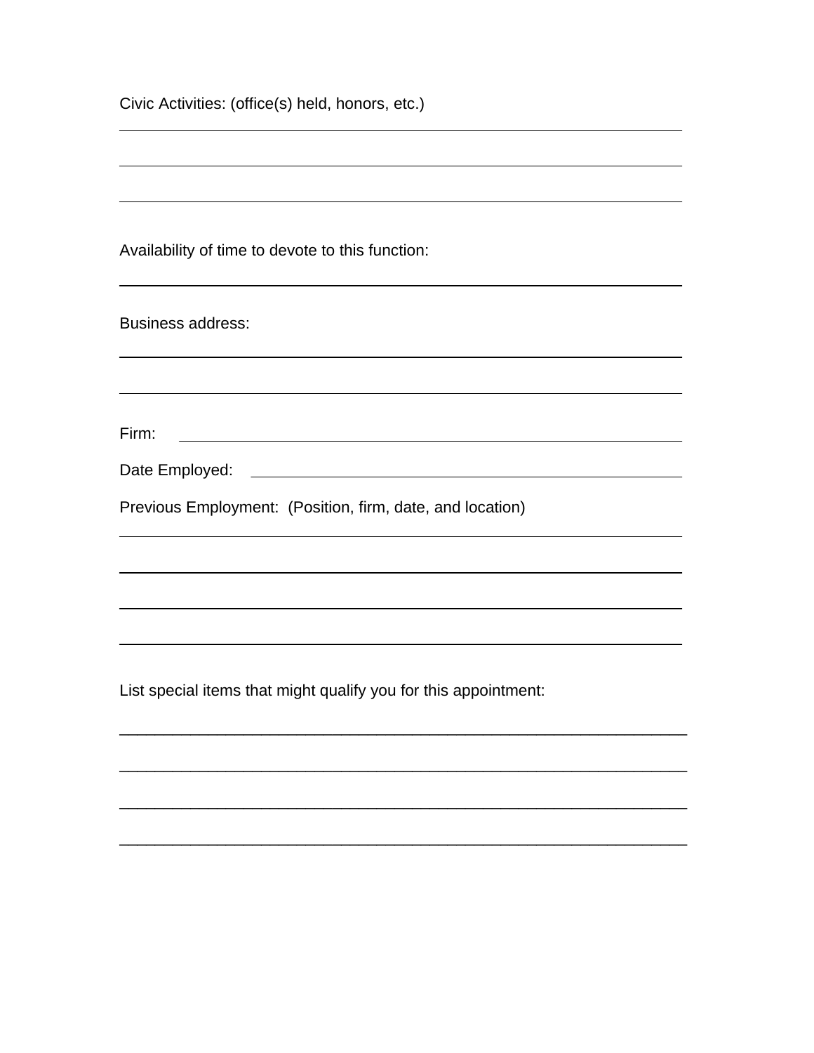Civic Activities: (office(s) held, honors, etc.)

\_\_\_\_\_\_\_\_\_\_\_\_\_\_\_\_\_\_\_\_\_\_\_\_\_\_\_\_\_\_\_\_\_\_\_\_\_\_\_\_\_\_\_\_\_\_\_\_\_\_\_\_\_\_\_\_\_\_\_\_\_\_

\_\_\_\_\_\_\_\_\_\_\_\_\_\_\_\_\_\_\_\_\_\_\_\_\_\_\_\_\_\_\_\_\_\_\_\_\_\_\_\_\_\_\_\_\_\_\_\_\_\_\_\_\_\_\_\_\_\_\_\_\_\_

\_\_\_\_\_\_\_\_\_\_\_\_\_\_\_\_\_\_\_\_\_\_\_\_\_\_\_\_\_\_\_\_\_\_\_\_\_\_\_\_\_\_\_\_\_\_\_\_\_\_\_\_\_\_\_\_\_\_\_\_\_\_

Availability of time to devote to this function:

\_\_\_\_\_\_\_\_\_\_\_\_\_\_\_\_\_\_\_\_\_\_\_\_\_\_\_\_\_\_\_\_\_\_\_\_\_\_\_\_\_\_\_\_\_\_\_\_\_\_\_\_\_\_\_\_\_\_\_\_\_\_

Business address:

\_\_\_\_\_\_\_\_\_\_\_\_\_\_\_\_\_\_\_\_\_\_\_\_\_\_\_\_\_\_\_\_\_\_\_\_\_\_\_\_\_\_\_\_\_\_\_\_\_\_\_\_\_\_\_\_\_\_\_\_\_\_

\_\_\_\_\_\_\_\_\_\_\_\_\_\_\_\_\_\_\_\_\_\_\_\_\_\_\_\_\_\_\_\_\_\_\_\_\_\_\_\_\_\_\_\_\_\_\_\_\_\_\_\_\_\_\_\_\_\_\_\_\_\_

Firm: \_\_\_\_\_\_\_\_\_\_\_\_\_\_\_\_\_\_\_\_\_\_\_\_\_\_\_\_\_\_\_\_\_\_\_\_\_\_\_\_\_\_\_\_\_\_\_\_\_\_\_\_\_\_\_\_\_

Date Employed: \_\_\_\_\_\_\_\_\_\_\_\_\_\_\_\_\_\_\_\_\_\_\_\_\_\_\_\_\_\_\_\_\_\_\_\_\_\_\_\_\_\_\_\_\_\_\_\_

Previous Employment: (Position, firm, date, and location)

\_\_\_\_\_\_\_\_\_\_\_\_\_\_\_\_\_\_\_\_\_\_\_\_\_\_\_\_\_\_\_\_\_\_\_\_\_\_\_\_\_\_\_\_\_\_\_\_\_\_\_\_\_\_\_\_\_\_\_\_\_\_

\_\_\_\_\_\_\_\_\_\_\_\_\_\_\_\_\_\_\_\_\_\_\_\_\_\_\_\_\_\_\_\_\_\_\_\_\_\_\_\_\_\_\_\_\_\_\_\_\_\_\_\_\_\_\_\_\_\_\_\_\_\_

\_\_\_\_\_\_\_\_\_\_\_\_\_\_\_\_\_\_\_\_\_\_\_\_\_\_\_\_\_\_\_\_\_\_\_\_\_\_\_\_\_\_\_\_\_\_\_\_\_\_\_\_\_\_\_\_\_\_\_\_\_\_

\_\_\_\_\_\_\_\_\_\_\_\_\_\_\_\_\_\_\_\_\_\_\_\_\_\_\_\_\_\_\_\_\_\_\_\_\_\_\_\_\_\_\_\_\_\_\_\_\_\_\_\_\_\_\_\_\_\_\_\_\_\_

List special items that might qualify you for this appointment:

\_\_\_\_\_\_\_\_\_\_\_\_\_\_\_\_\_\_\_\_\_\_\_\_\_\_\_\_\_\_\_\_\_\_\_\_\_\_\_\_\_\_\_\_\_\_\_\_\_\_\_\_\_\_\_\_\_\_\_\_\_\_

\_\_\_\_\_\_\_\_\_\_\_\_\_\_\_\_\_\_\_\_\_\_\_\_\_\_\_\_\_\_\_\_\_\_\_\_\_\_\_\_\_\_\_\_\_\_\_\_\_\_\_\_\_\_\_\_\_\_\_\_\_\_

\_\_\_\_\_\_\_\_\_\_\_\_\_\_\_\_\_\_\_\_\_\_\_\_\_\_\_\_\_\_\_\_\_\_\_\_\_\_\_\_\_\_\_\_\_\_\_\_\_\_\_\_\_\_\_\_\_\_\_\_\_\_

\_\_\_\_\_\_\_\_\_\_\_\_\_\_\_\_\_\_\_\_\_\_\_\_\_\_\_\_\_\_\_\_\_\_\_\_\_\_\_\_\_\_\_\_\_\_\_\_\_\_\_\_\_\_\_\_\_\_\_\_\_\_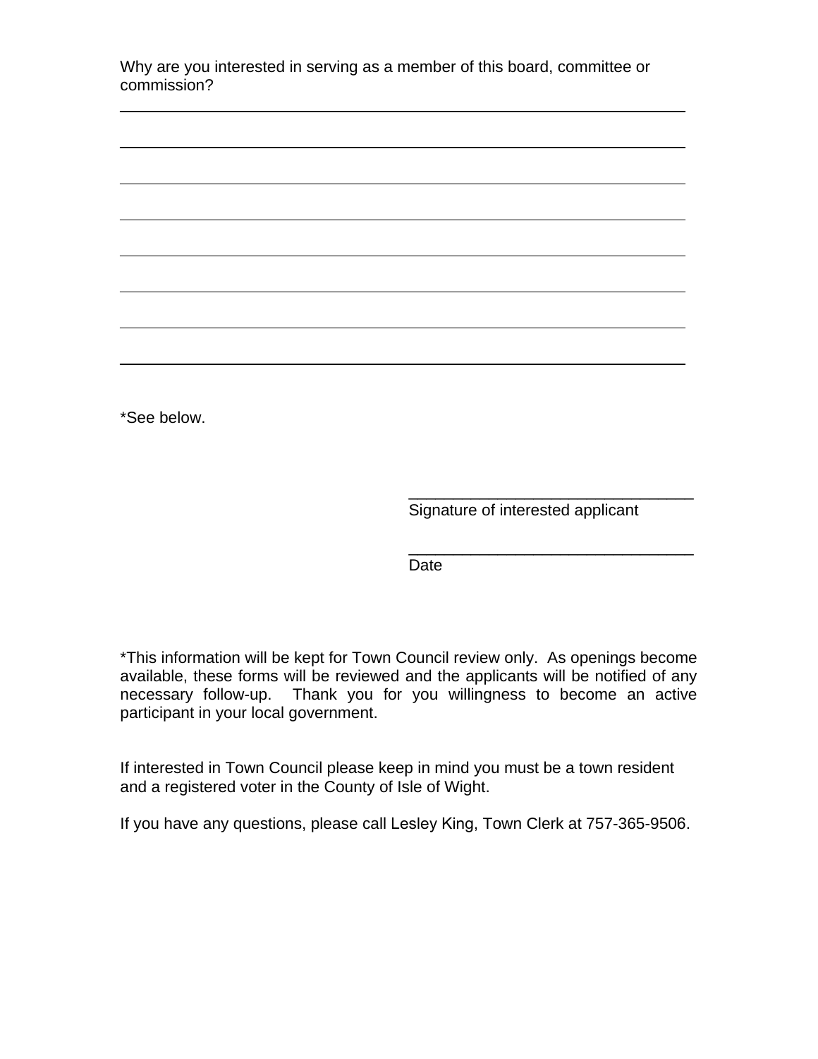Why are you interested in serving as a member of this board, committee or commission?

________________________________________________________________

________________________________________________________________

________________________________________________________________

________________________________________________________________

________________________________________________________________

________________________________________________________________

________________________________________________________________

________________________________________________________________

*See below.

________________________________
Signature of interested applicant

________________________________
Date

*This information will be kept for Town Council review only. As openings become available, these forms will be reviewed and the applicants will be notified of any necessary follow-up. Thank you for you willingness to become an active participant in your local government.

If interested in Town Council please keep in mind you must be a town resident and a registered voter in the County of Isle of Wight.

If you have any questions, please call Lesley King, Town Clerk at 757-365-9506.